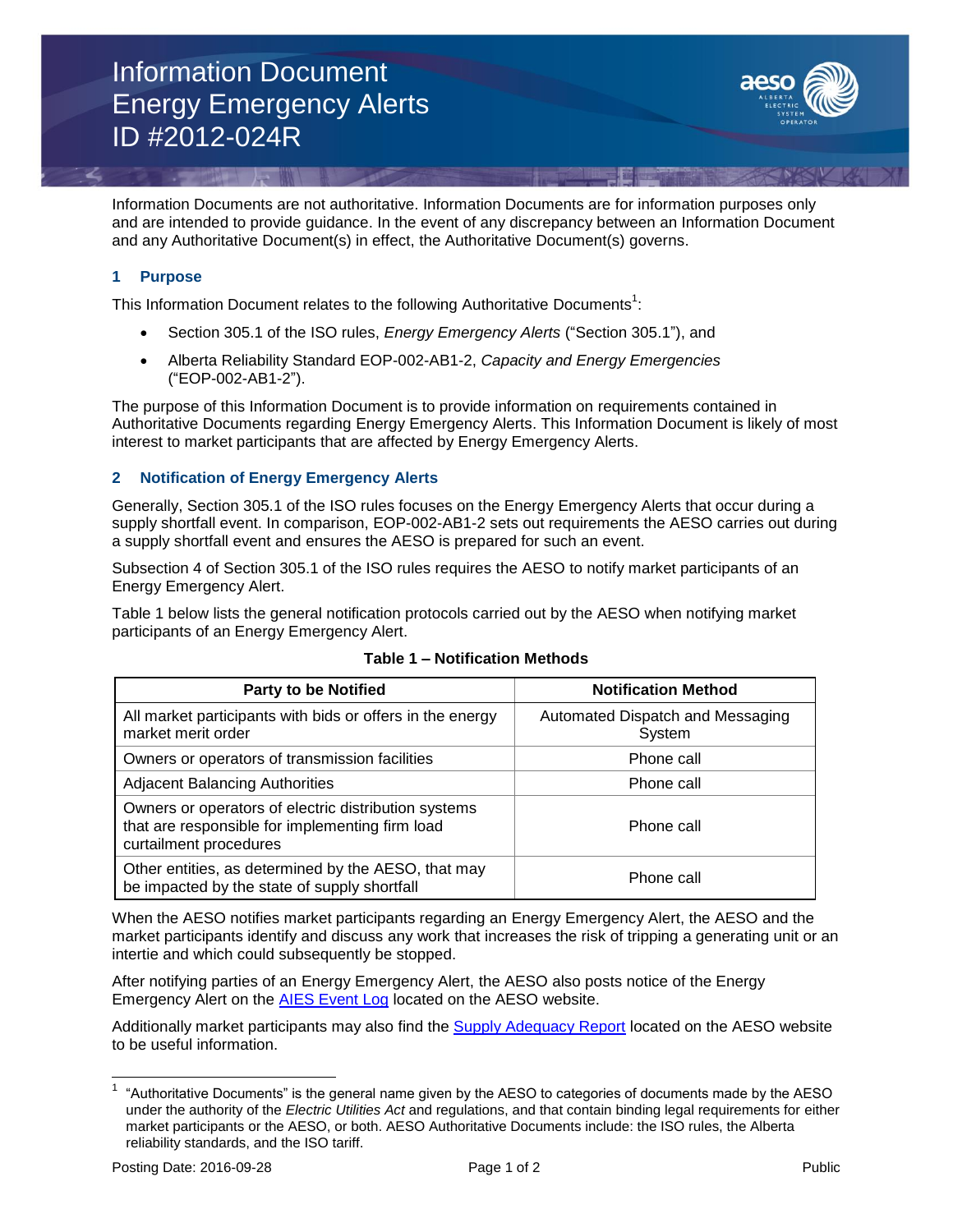# Information Document
# Energy Emergency Alerts
# ID #2012-024R

Information Documents are not authoritative. Information Documents are for information purposes only and are intended to provide guidance. In the event of any discrepancy between an Information Document and any Authoritative Document(s) in effect, the Authoritative Document(s) governs.

## 1 Purpose

This Information Document relates to the following Authoritative Documents[1]:

- Section 305.1 of the ISO rules, *Energy Emergency Alerts* ("Section 305.1"), and
- Alberta Reliability Standard EOP-002-AB1-2, *Capacity and Energy Emergencies* ("EOP-002-AB1-2").

The purpose of this Information Document is to provide information on requirements contained in Authoritative Documents regarding Energy Emergency Alerts. This Information Document is likely of most interest to market participants that are affected by Energy Emergency Alerts.

## 2 Notification of Energy Emergency Alerts

Generally, Section 305.1 of the ISO rules focuses on the Energy Emergency Alerts that occur during a supply shortfall event. In comparison, EOP-002-AB1-2 sets out requirements the AESO carries out during a supply shortfall event and ensures the AESO is prepared for such an event.

Subsection 4 of Section 305.1 of the ISO rules requires the AESO to notify market participants of an Energy Emergency Alert.

Table 1 below lists the general notification protocols carried out by the AESO when notifying market participants of an Energy Emergency Alert.

**Table 1 – Notification Methods**

| Party to be Notified | Notification Method |
|---|---|
| All market participants with bids or offers in the energy market merit order | Automated Dispatch and Messaging System |
| Owners or operators of transmission facilities | Phone call |
| Adjacent Balancing Authorities | Phone call |
| Owners or operators of electric distribution systems that are responsible for implementing firm load curtailment procedures | Phone call |
| Other entities, as determined by the AESO, that may be impacted by the state of supply shortfall | Phone call |

When the AESO notifies market participants regarding an Energy Emergency Alert, the AESO and the market participants identify and discuss any work that increases the risk of tripping a generating unit or an intertie and which could subsequently be stopped.

After notifying parties of an Energy Emergency Alert, the AESO also posts notice of the Energy Emergency Alert on the AIES Event Log located on the AESO website.

Additionally market participants may also find the Supply Adequacy Report located on the AESO website to be useful information.

---

[1] "Authoritative Documents" is the general name given by the AESO to categories of documents made by the AESO under the authority of the *Electric Utilities Act* and regulations, and that contain binding legal requirements for either market participants or the AESO, or both. AESO Authoritative Documents include: the ISO rules, the Alberta reliability standards, and the ISO tariff.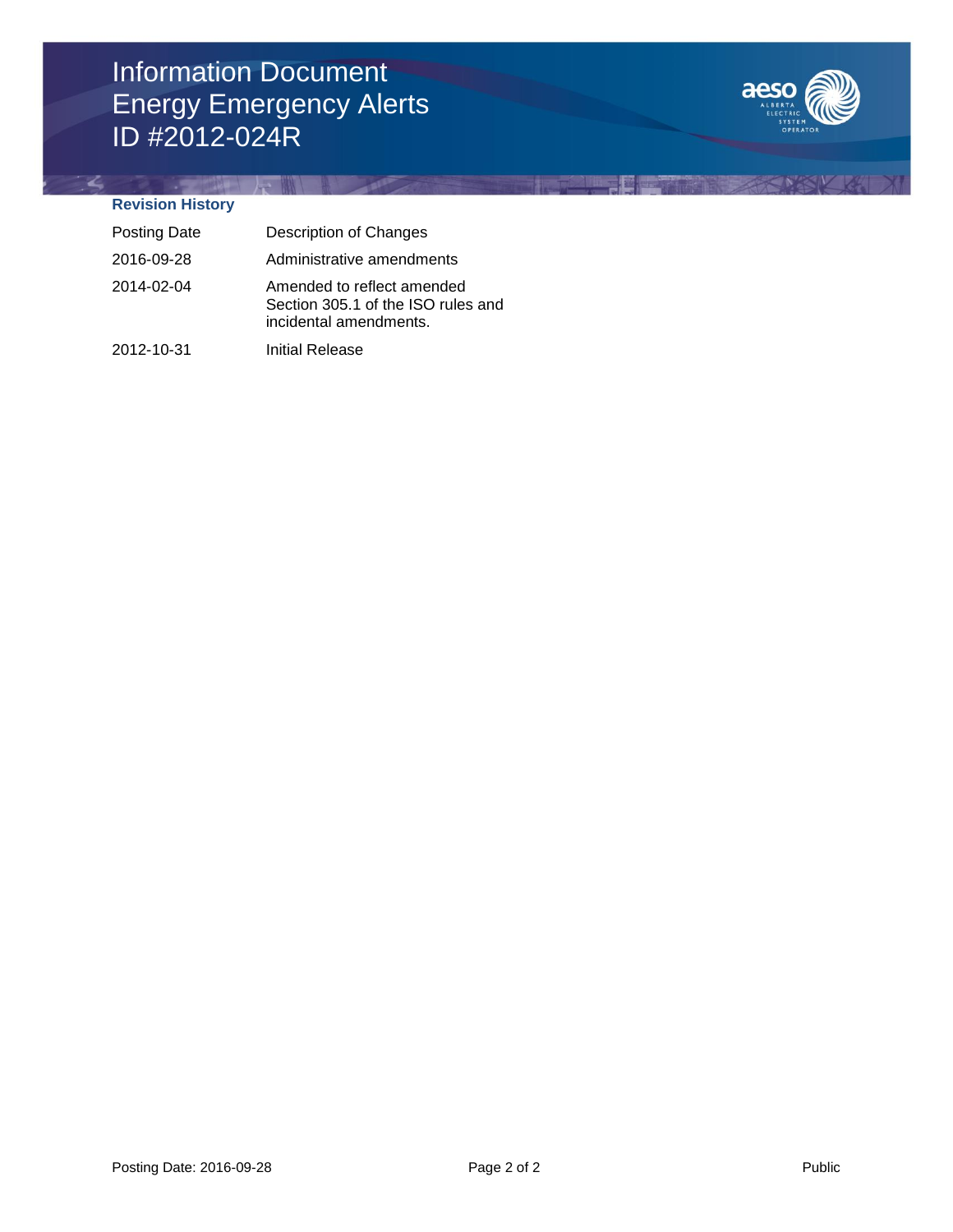## Revision History

| Posting Date | Description of Changes |
|---|---|
| 2016-09-28 | Administrative amendments |
| 2014-02-04 | Amended to reflect amended Section 305.1 of the ISO rules and incidental amendments. |
| 2012-10-31 | Initial Release |